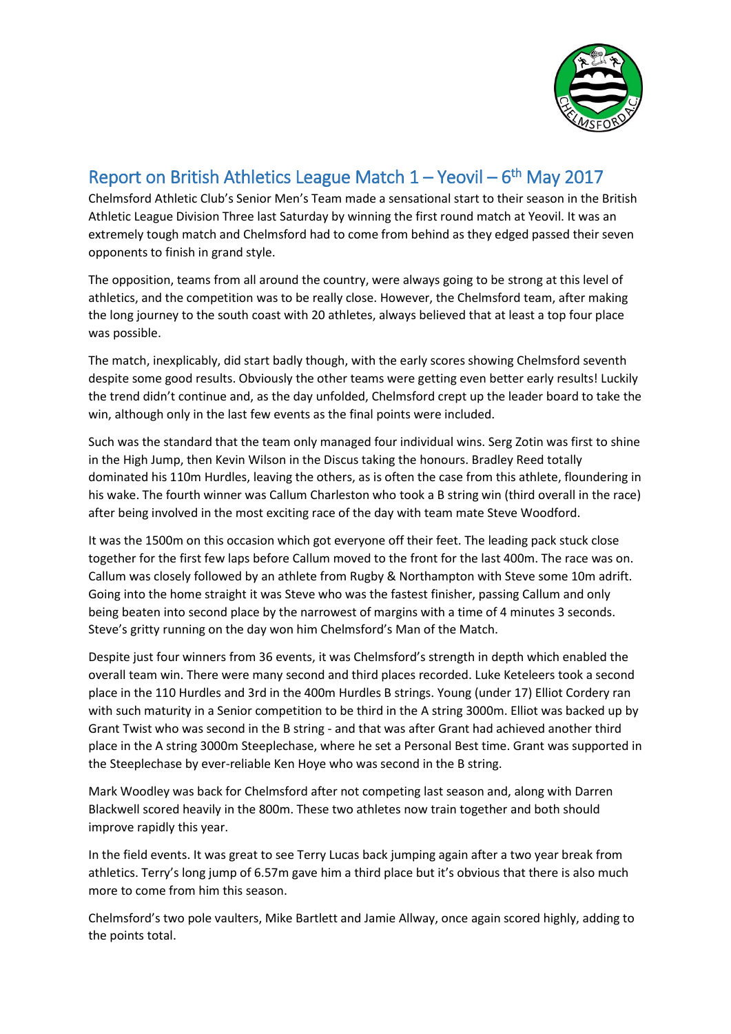# Report on British Athletics League Match 1 – Yeovil – 6th May 2017

Chelmsford Athletic Club's Senior Men's Team made a sensational start to their season in the British Athletic League Division Three last Saturday by winning the first round match at Yeovil. It was an extremely tough match and Chelmsford had to come from behind as they edged passed their seven opponents to finish in grand style.

The opposition, teams from all around the country, were always going to be strong at this level of athletics, and the competition was to be really close. However, the Chelmsford team, after making the long journey to the south coast with 20 athletes, always believed that at least a top four place was possible.

The match, inexplicably, did start badly though, with the early scores showing Chelmsford seventh despite some good results. Obviously the other teams were getting even better early results! Luckily the trend didn't continue and, as the day unfolded, Chelmsford crept up the leader board to take the win, although only in the last few events as the final points were included.

Such was the standard that the team only managed four individual wins. Serg Zotin was first to shine in the High Jump, then Kevin Wilson in the Discus taking the honours. Bradley Reed totally dominated his 110m Hurdles, leaving the others, as is often the case from this athlete, floundering in his wake. The fourth winner was Callum Charleston who took a B string win (third overall in the race) after being involved in the most exciting race of the day with team mate Steve Woodford.

It was the 1500m on this occasion which got everyone off their feet. The leading pack stuck close together for the first few laps before Callum moved to the front for the last 400m. The race was on. Callum was closely followed by an athlete from Rugby & Northampton with Steve some 10m adrift. Going into the home straight it was Steve who was the fastest finisher, passing Callum and only being beaten into second place by the narrowest of margins with a time of 4 minutes 3 seconds. Steve's gritty running on the day won him Chelmsford's Man of the Match.

Despite just four winners from 36 events, it was Chelmsford's strength in depth which enabled the overall team win. There were many second and third places recorded. Luke Keteleers took a second place in the 110 Hurdles and 3rd in the 400m Hurdles B strings. Young (under 17) Elliot Cordery ran with such maturity in a Senior competition to be third in the A string 3000m. Elliot was backed up by Grant Twist who was second in the B string - and that was after Grant had achieved another third place in the A string 3000m Steeplechase, where he set a Personal Best time. Grant was supported in the Steeplechase by ever-reliable Ken Hoye who was second in the B string.

Mark Woodley was back for Chelmsford after not competing last season and, along with Darren Blackwell scored heavily in the 800m. These two athletes now train together and both should improve rapidly this year.

In the field events. It was great to see Terry Lucas back jumping again after a two year break from athletics. Terry's long jump of 6.57m gave him a third place but it's obvious that there is also much more to come from him this season.

Chelmsford's two pole vaulters, Mike Bartlett and Jamie Allway, once again scored highly, adding to the points total.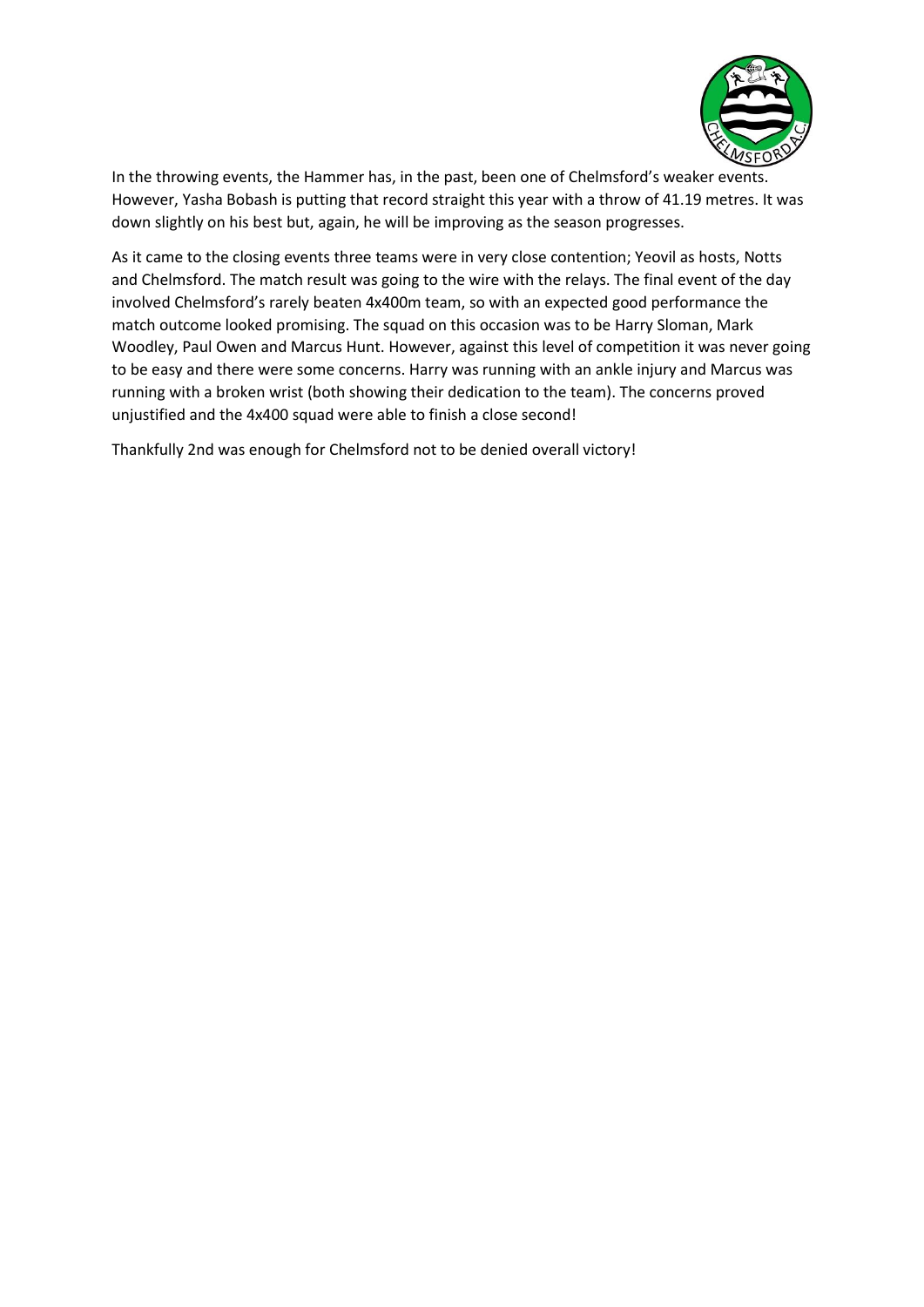In the throwing events, the Hammer has, in the past, been one of Chelmsford's weaker events. However, Yasha Bobash is putting that record straight this year with a throw of 41.19 metres. It was down slightly on his best but, again, he will be improving as the season progresses.

As it came to the closing events three teams were in very close contention; Yeovil as hosts, Notts and Chelmsford. The match result was going to the wire with the relays. The final event of the day involved Chelmsford's rarely beaten 4x400m team, so with an expected good performance the match outcome looked promising. The squad on this occasion was to be Harry Sloman, Mark Woodley, Paul Owen and Marcus Hunt. However, against this level of competition it was never going to be easy and there were some concerns. Harry was running with an ankle injury and Marcus was running with a broken wrist (both showing their dedication to the team). The concerns proved unjustified and the 4x400 squad were able to finish a close second!

Thankfully 2nd was enough for Chelmsford not to be denied overall victory!